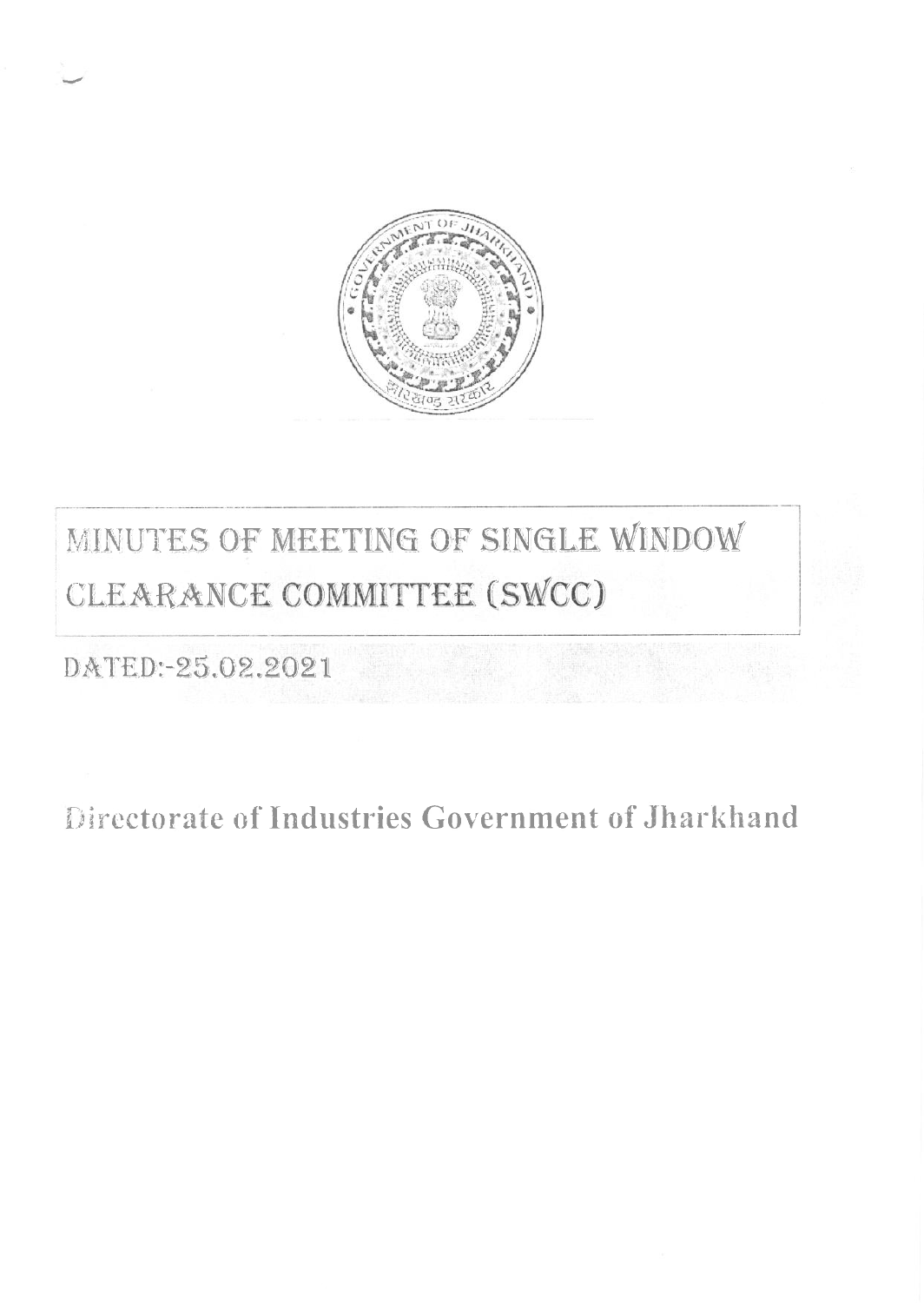# MINUTES OF MEETING OF SINGLE WINDOW CLEARANCE COMMITTEE (SWCC)

DATED:-25.02.2021

Directorate of Industries Government of Jharkhand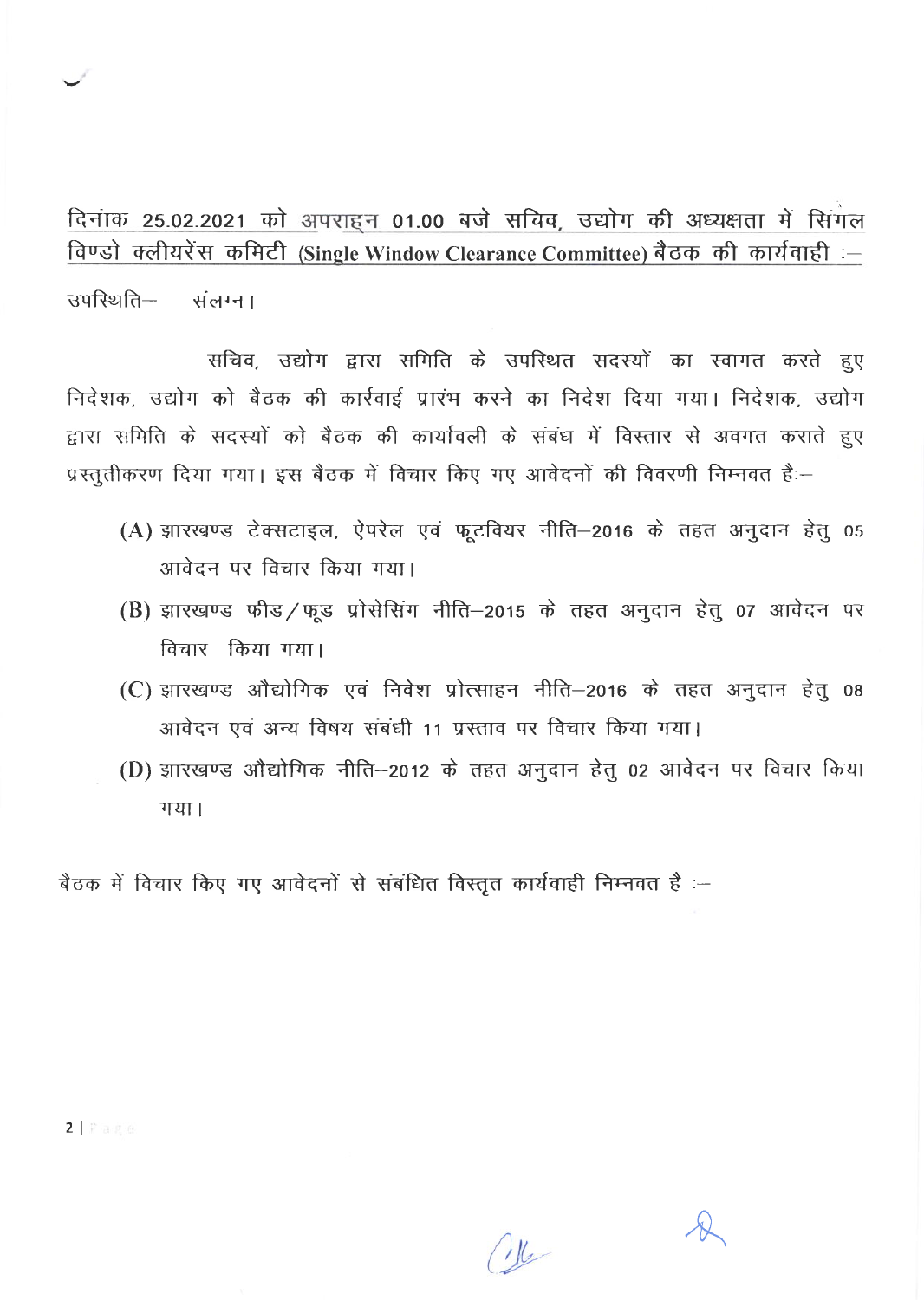**दिनांक 25.02.2021 को अपराह्न 01.00 बजे सचिव, उद्योग की अध्यक्षता में सिंगल विण्डो क्लीयरेंस कमिटी (Single Window Clearance Committee) बैठक की कार्यवाही :–**

उपस्थिति– संलग्न।

सचिव, उद्योग द्वारा समिति के उपस्थित सदस्यों का स्वागत करते हुए निदेशक, उद्योग को बैठक की कार्रवाई प्रारंभ करने का निदेश दिया गया। निदेशक, उद्योग द्वारा समिति के सदस्यों को बैठक की कार्यावली के संबंध में विस्तार से अवगत कराते हुए प्रस्तुतीकरण दिया गया। इस बैठक में विचार किए गए आवेदनों की विवरणी निम्नवत है:–

(A) झारखण्ड टेक्सटाइल, ऐपरेल एवं फूटवियर नीति–2016 के तहत अनुदान हेतु 05 आवेदन पर विचार किया गया।

(B) झारखण्ड फीड/फूड प्रोसेसिंग नीति–2015 के तहत अनुदान हेतु 07 आवेदन पर विचार किया गया।

(C) झारखण्ड औद्योगिक एवं निवेश प्रोत्साहन नीति–2016 के तहत अनुदान हेतु 08 आवेदन एवं अन्य विषय संबंधी 11 प्रस्ताव पर विचार किया गया।

(D) झारखण्ड औद्योगिक नीति–2012 के तहत अनुदान हेतु 02 आवेदन पर विचार किया गया।

बैठक में विचार किए गए आवेदनों से संबंधित विस्तृत कार्यवाही निम्नवत है :–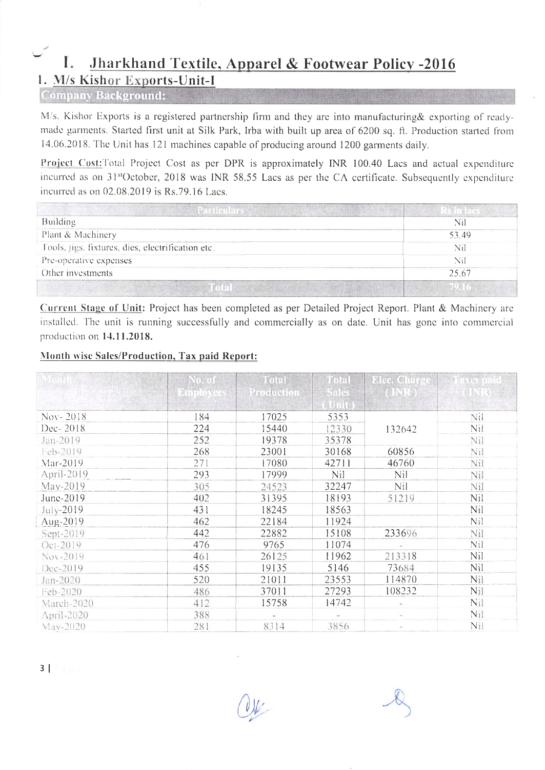# I. Jharkhand Textile, Apparel & Footwear Policy -2016

## 1. M/s Kishor Exports-Unit-I

### Company Background:

M/s. Kishor Exports is a registered partnership firm and they are into manufacturing& exporting of ready-made garments. Started first unit at Silk Park, Irba with built up area of 6200 sq. ft. Production started from 14.06.2018. The Unit has 121 machines capable of producing around 1200 garments daily.

**Project Cost:** Total Project Cost as per DPR is approximately INR 100.40 Lacs and actual expenditure incurred as on 31st October, 2018 was INR 58.55 Lacs as per the CA certificate. Subsequently expenditure incurred as on 02.08.2019 is Rs.79.16 Lacs.

| Particulars | Rs in lacs |
|---|---|
| Building | Nil |
| Plant & Machinery | 53.49 |
| Tools, jigs, fixtures, dies, electrification etc. | Nil |
| Pre-operative expenses | Nil |
| Other investments | 25.67 |
| **Total** | **79.16** |

**Current Stage of Unit:** Project has been completed as per Detailed Project Report. Plant & Machinery are installed. The unit is running successfully and commercially as on date. Unit has gone into commercial production on **14.11.2018.**

**Month wise Sales/Production, Tax paid Report:**

| Month | No. of Employees | Total Production | Total Sales (Unit) | Elec. Charge (INR) | Taxes paid (INR) |
|---|---|---|---|---|---|
| Nov- 2018 | 184 | 17025 | 5353 | | Nil |
| Dec- 2018 | 224 | 15440 | 12330 | 132642 | Nil |
| Jan-2019 | 252 | 19378 | 35378 | | Nil |
| Feb-2019 | 268 | 23001 | 30168 | 60856 | Nil |
| Mar-2019 | 271 | 17080 | 42711 | 46760 | Nil |
| April-2019 | 293 | 17999 | Nil | Nil | Nil |
| May-2019 | 305 | 24523 | 32247 | Nil | Nil |
| June-2019 | 402 | 31395 | 18193 | 51219 | Nil |
| July-2019 | 431 | 18245 | 18563 | | Nil |
| Aug-2019 | 462 | 22184 | 11924 | | Nil |
| Sept-2019 | 442 | 22882 | 15108 | 233696 | Nil |
| Oct-2019 | 476 | 9765 | 11074 | - | Nil |
| Nov-2019 | 461 | 26125 | 11962 | 213318 | Nil |
| Dec-2019 | 455 | 19135 | 5146 | 73684 | Nil |
| Jan-2020 | 520 | 21011 | 23553 | 114870 | Nil |
| Feb-2020 | 486 | 37011 | 27293 | 108232 | Nil |
| March-2020 | 412 | 15758 | 14742 | - | Nil |
| April-2020 | 388 | - | - | - | Nil |
| May-2020 | 281 | 8314 | 3856 | - | Nil |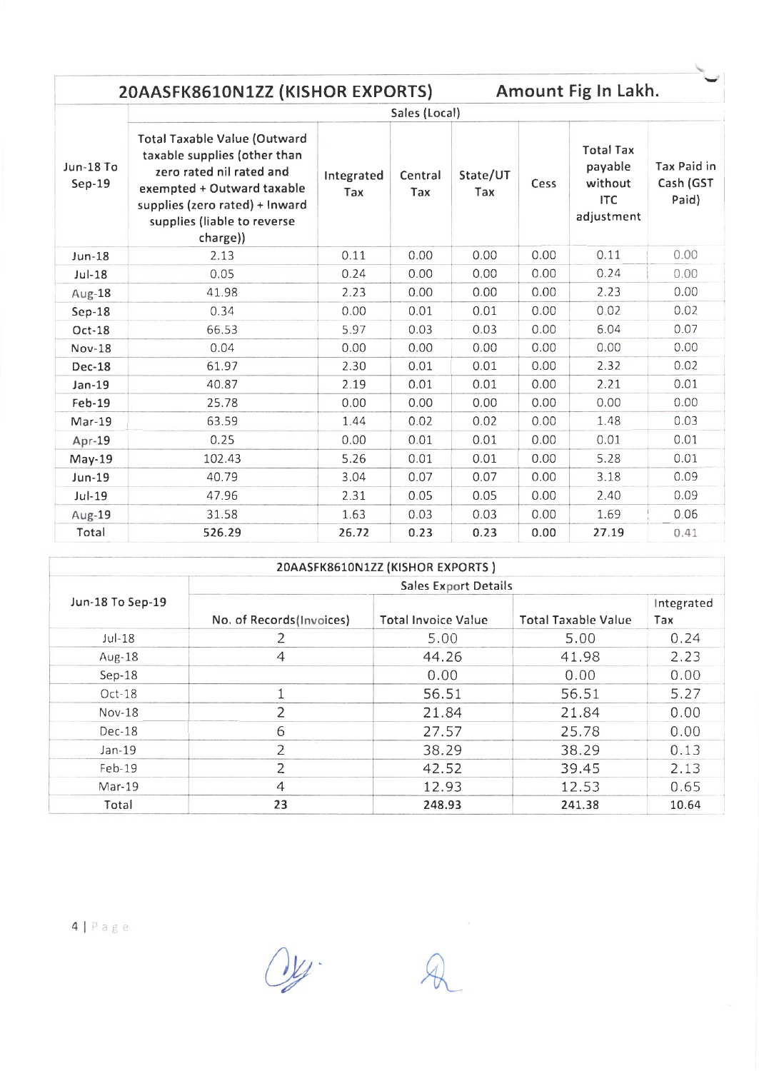## 20AASFK8610N1ZZ (KISHOR EXPORTS) Amount Fig In Lakh.

| Jun-18 To Sep-19 | Sales (Local) | | | | | | |
|---|---|---|---|---|---|---|---|
| | Total Taxable Value (Outward taxable supplies (other than zero rated nil rated and exempted + Outward taxable supplies (zero rated) + Inward supplies (liable to reverse charge)) | Integrated Tax | Central Tax | State/UT Tax | Cess | Total Tax payable without ITC adjustment | Tax Paid in Cash (GST Paid) |
| Jun-18 | 2.13 | 0.11 | 0.00 | 0.00 | 0.00 | 0.11 | 0.00 |
| Jul-18 | 0.05 | 0.24 | 0.00 | 0.00 | 0.00 | 0.24 | 0.00 |
| Aug-18 | 41.98 | 2.23 | 0.00 | 0.00 | 0.00 | 2.23 | 0.00 |
| Sep-18 | 0.34 | 0.00 | 0.01 | 0.01 | 0.00 | 0.02 | 0.02 |
| Oct-18 | 66.53 | 5.97 | 0.03 | 0.03 | 0.00 | 6.04 | 0.07 |
| Nov-18 | 0.04 | 0.00 | 0.00 | 0.00 | 0.00 | 0.00 | 0.00 |
| Dec-18 | 61.97 | 2.30 | 0.01 | 0.01 | 0.00 | 2.32 | 0.02 |
| Jan-19 | 40.87 | 2.19 | 0.01 | 0.01 | 0.00 | 2.21 | 0.01 |
| Feb-19 | 25.78 | 0.00 | 0.00 | 0.00 | 0.00 | 0.00 | 0.00 |
| Mar-19 | 63.59 | 1.44 | 0.02 | 0.02 | 0.00 | 1.48 | 0.03 |
| Apr-19 | 0.25 | 0.00 | 0.01 | 0.01 | 0.00 | 0.01 | 0.01 |
| May-19 | 102.43 | 5.26 | 0.01 | 0.01 | 0.00 | 5.28 | 0.01 |
| Jun-19 | 40.79 | 3.04 | 0.07 | 0.07 | 0.00 | 3.18 | 0.09 |
| Jul-19 | 47.96 | 2.31 | 0.05 | 0.05 | 0.00 | 2.40 | 0.09 |
| Aug-19 | 31.58 | 1.63 | 0.03 | 0.03 | 0.00 | 1.69 | 0.06 |
| Total | 526.29 | 26.72 | 0.23 | 0.23 | 0.00 | 27.19 | 0.41 |

### 20AASFK8610N1ZZ (KISHOR EXPORTS )

| Jun-18 To Sep-19 | Sales Export Details | | | |
|---|---|---|---|---|
| | No. of Records(Invoices) | Total Invoice Value | Total Taxable Value | Integrated Tax |
| Jul-18 | 2 | 5.00 | 5.00 | 0.24 |
| Aug-18 | 4 | 44.26 | 41.98 | 2.23 |
| Sep-18 | | 0.00 | 0.00 | 0.00 |
| Oct-18 | 1 | 56.51 | 56.51 | 5.27 |
| Nov-18 | 2 | 21.84 | 21.84 | 0.00 |
| Dec-18 | 6 | 27.57 | 25.78 | 0.00 |
| Jan-19 | 2 | 38.29 | 38.29 | 0.13 |
| Feb-19 | 2 | 42.52 | 39.45 | 2.13 |
| Mar-19 | 4 | 12.93 | 12.53 | 0.65 |
| Total | 23 | 248.93 | 241.38 | 10.64 |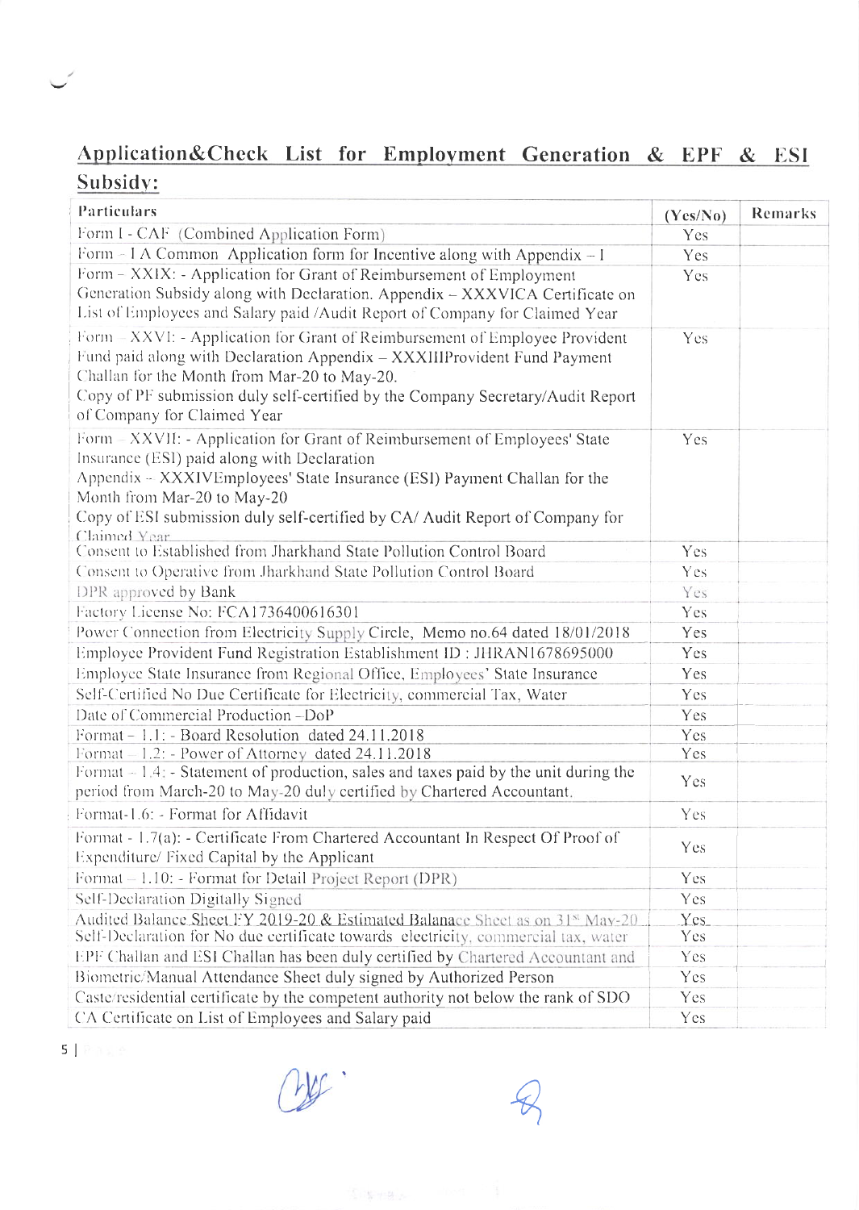## Application&Check List for Employment Generation & EPF & ESI Subsidy:

| Particulars | (Yes/No) | Remarks |
|---|---|---|
| Form I - CAF (Combined Application Form) | Yes | |
| Form - I A Common Application form for Incentive along with Appendix – I | Yes | |
| Form – XXIX: - Application for Grant of Reimbursement of Employment Generation Subsidy along with Declaration. Appendix – XXXVICA Certificate on List of Employees and Salary paid /Audit Report of Company for Claimed Year | Yes | |
| Form – XXVI: - Application for Grant of Reimbursement of Employee Provident Fund paid along with Declaration Appendix – XXXIIIProvident Fund Payment Challan for the Month from Mar-20 to May-20. Copy of PF submission duly self-certified by the Company Secretary/Audit Report of Company for Claimed Year | Yes | |
| Form – XXVII: - Application for Grant of Reimbursement of Employees' State Insurance (ESI) paid along with Declaration Appendix – XXXIVEmployees' State Insurance (ESI) Payment Challan for the Month from Mar-20 to May-20 Copy of ESI submission duly self-certified by CA/ Audit Report of Company for Claimed Year | Yes | |
| Consent to Established from Jharkhand State Pollution Control Board | Yes | |
| Consent to Operative from Jharkhand State Pollution Control Board | Yes | |
| DPR approved by Bank | Yes | |
| Factory License No: FCA1736400616301 | Yes | |
| Power Connection from Electricity Supply Circle, Memo no.64 dated 18/01/2018 | Yes | |
| Employee Provident Fund Registration Establishment ID : JHRAN1678695000 | Yes | |
| Employee State Insurance from Regional Office, Employees' State Insurance | Yes | |
| Self-Certified No Due Certificate for Electricity, commercial Tax, Water | Yes | |
| Date of Commercial Production –DoP | Yes | |
| Format – 1.1: - Board Resolution dated 24.11.2018 | Yes | |
| Format – 1.2: - Power of Attorney dated 24.11.2018 | Yes | |
| Format – 1.4: - Statement of production, sales and taxes paid by the unit during the period from March-20 to May-20 duly certified by Chartered Accountant. | Yes | |
| Format-1.6: - Format for Affidavit | Yes | |
| Format - 1.7(a): - Certificate From Chartered Accountant In Respect Of Proof of Expenditure/ Fixed Capital by the Applicant | Yes | |
| Format – 1.10: - Format for Detail Project Report (DPR) | Yes | |
| Self-Declaration Digitally Signed | Yes | |
| Audited Balance Sheet FY 2019-20 & Estimated Balanace Sheet as on 31st May-20 | Yes | |
| Self-Declaration for No due certificate towards electricity, commercial tax, water | Yes | |
| EPF Challan and ESI Challan has been duly certified by Chartered Accountant and | Yes | |
| Biometric/Manual Attendance Sheet duly signed by Authorized Person | Yes | |
| Caste/residential certificate by the competent authority not below the rank of SDO | Yes | |
| CA Certificate on List of Employees and Salary paid | Yes | |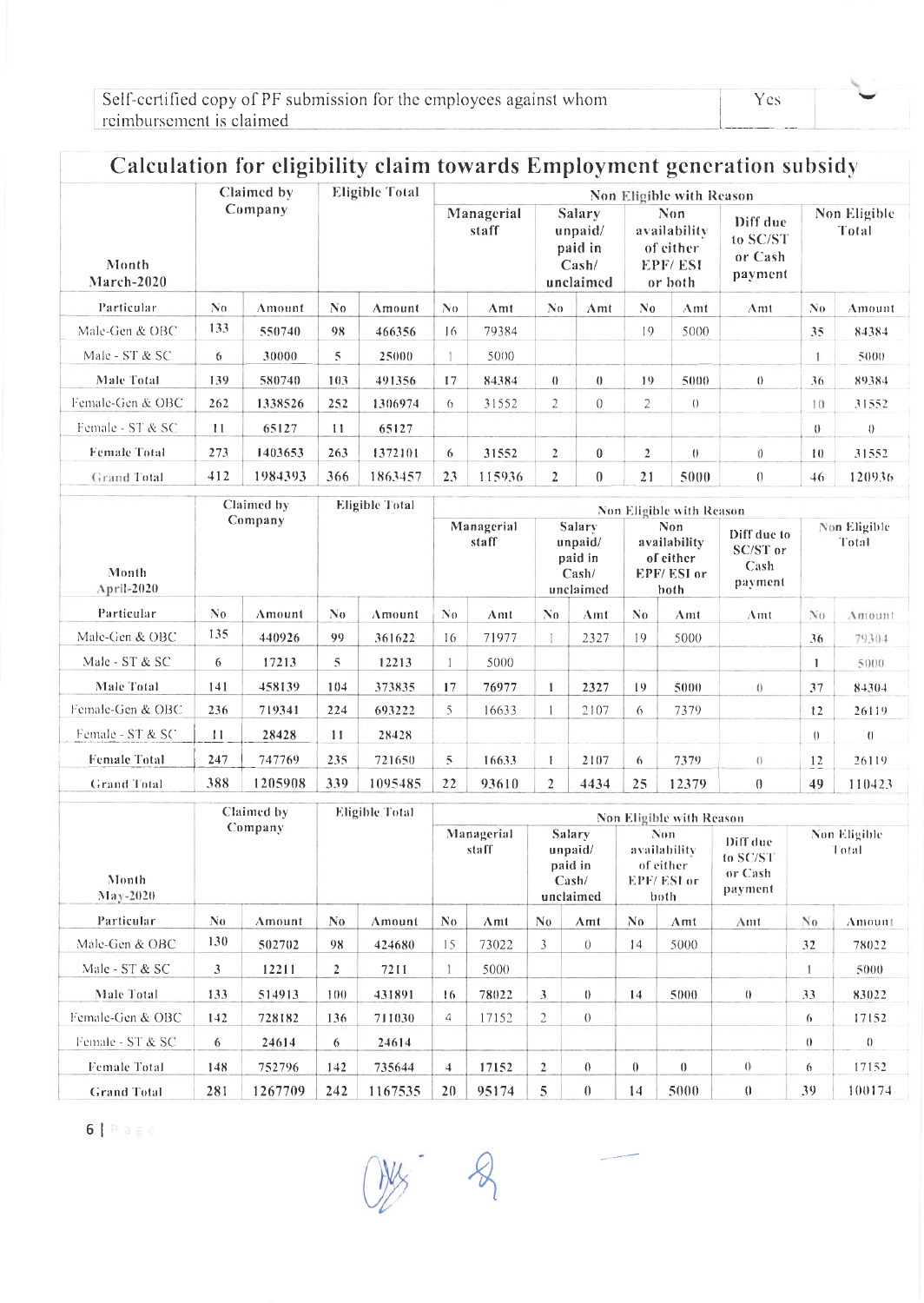| Self-certified copy of PF submission for the employees against whom reimbursement is claimed | Yes |
|---|---|

## Calculation for eligibility claim towards Employment generation subsidy

| Month March-2020 | Claimed by Company | | Eligible Total | | Non Eligible with Reason | | | | | | | | |
|---|---|---|---|---|---|---|---|---|---|---|---|---|---|
| | | | | | Managerial staff | | Salary unpaid/ paid in Cash/ unclaimed | | Non availability of either EPF/ ESI or both | | Diff due to SC/ST or Cash payment | Non Eligible Total | |
| Particular | No | Amount | No | Amount | No | Amt | No | Amt | No | Amt | Amt | No | Amount |
| Male-Gen & OBC | 133 | 550740 | 98 | 466356 | 16 | 79384 | | | 19 | 5000 | | 35 | 84384 |
| Male - ST & SC | 6 | 30000 | 5 | 25000 | 1 | 5000 | | | | | | 1 | 5000 |
| Male Total | 139 | 580740 | 103 | 491356 | 17 | 84384 | 0 | 0 | 19 | 5000 | 0 | 36 | 89384 |
| Female-Gen & OBC | 262 | 1338526 | 252 | 1306974 | 6 | 31552 | 2 | 0 | 2 | 0 | | 10 | 31552 |
| Female - ST & SC | 11 | 65127 | 11 | 65127 | | | | | | | | 0 | 0 |
| Female Total | 273 | 1403653 | 263 | 1372101 | 6 | 31552 | 2 | 0 | 2 | 0 | 0 | 10 | 31552 |
| Grand Total | 412 | 1984393 | 366 | 1863457 | 23 | 115936 | 2 | 0 | 21 | 5000 | 0 | 46 | 120936 |

| Month April-2020 | Claimed by Company | | Eligible Total | | Non Eligible with Reason | | | | | | | | |
|---|---|---|---|---|---|---|---|---|---|---|---|---|---|
| | | | | | Managerial staff | | Salary unpaid/ paid in Cash/ unclaimed | | Non availability of either EPF/ ESI or both | | Diff due to SC/ST or Cash payment | Non Eligible Total | |
| Particular | No | Amount | No | Amount | No | Amt | No | Amt | No | Amt | Amt | No | Amount |
| Male-Gen & OBC | 135 | 440926 | 99 | 361622 | 16 | 71977 | 1 | 2327 | 19 | 5000 | | 36 | 79304 |
| Male - ST & SC | 6 | 17213 | 5 | 12213 | 1 | 5000 | | | | | | 1 | 5000 |
| Male Total | 141 | 458139 | 104 | 373835 | 17 | 76977 | 1 | 2327 | 19 | 5000 | 0 | 37 | 84304 |
| Female-Gen & OBC | 236 | 719341 | 224 | 693222 | 5 | 16633 | 1 | 2107 | 6 | 7379 | | 12 | 26119 |
| Female - ST & SC | 11 | 28428 | 11 | 28428 | | | | | | | | 0 | 0 |
| Female Total | 247 | 747769 | 235 | 721650 | 5 | 16633 | 1 | 2107 | 6 | 7379 | 0 | 12 | 26119 |
| Grand Total | 388 | 1205908 | 339 | 1095485 | 22 | 93610 | 2 | 4434 | 25 | 12379 | 0 | 49 | 110423 |

| Month May-2020 | Claimed by Company | | Eligible Total | | Non Eligible with Reason | | | | | | | | |
|---|---|---|---|---|---|---|---|---|---|---|---|---|---|
| | | | | | Managerial staff | | Salary unpaid/ paid in Cash/ unclaimed | | Non availability of either EPF/ ESI or both | | Diff due to SC/ST or Cash payment | Non Eligible Total | |
| Particular | No | Amount | No | Amount | No | Amt | No | Amt | No | Amt | Amt | No | Amount |
| Male-Gen & OBC | 130 | 502702 | 98 | 424680 | 15 | 73022 | 3 | 0 | 14 | 5000 | | 32 | 78022 |
| Male - ST & SC | 3 | 12211 | 2 | 7211 | 1 | 5000 | | | | | | 1 | 5000 |
| Male Total | 133 | 514913 | 100 | 431891 | 16 | 78022 | 3 | 0 | 14 | 5000 | 0 | 33 | 83022 |
| Female-Gen & OBC | 142 | 728182 | 136 | 711030 | 4 | 17152 | 2 | 0 | | | | 6 | 17152 |
| Female - ST & SC | 6 | 24614 | 6 | 24614 | | | | | | | | 0 | 0 |
| Female Total | 148 | 752796 | 142 | 735644 | 4 | 17152 | 2 | 0 | 0 | 0 | 0 | 6 | 17152 |
| Grand Total | 281 | 1267709 | 242 | 1167535 | 20 | 95174 | 5 | 0 | 14 | 5000 | 0 | 39 | 100174 |